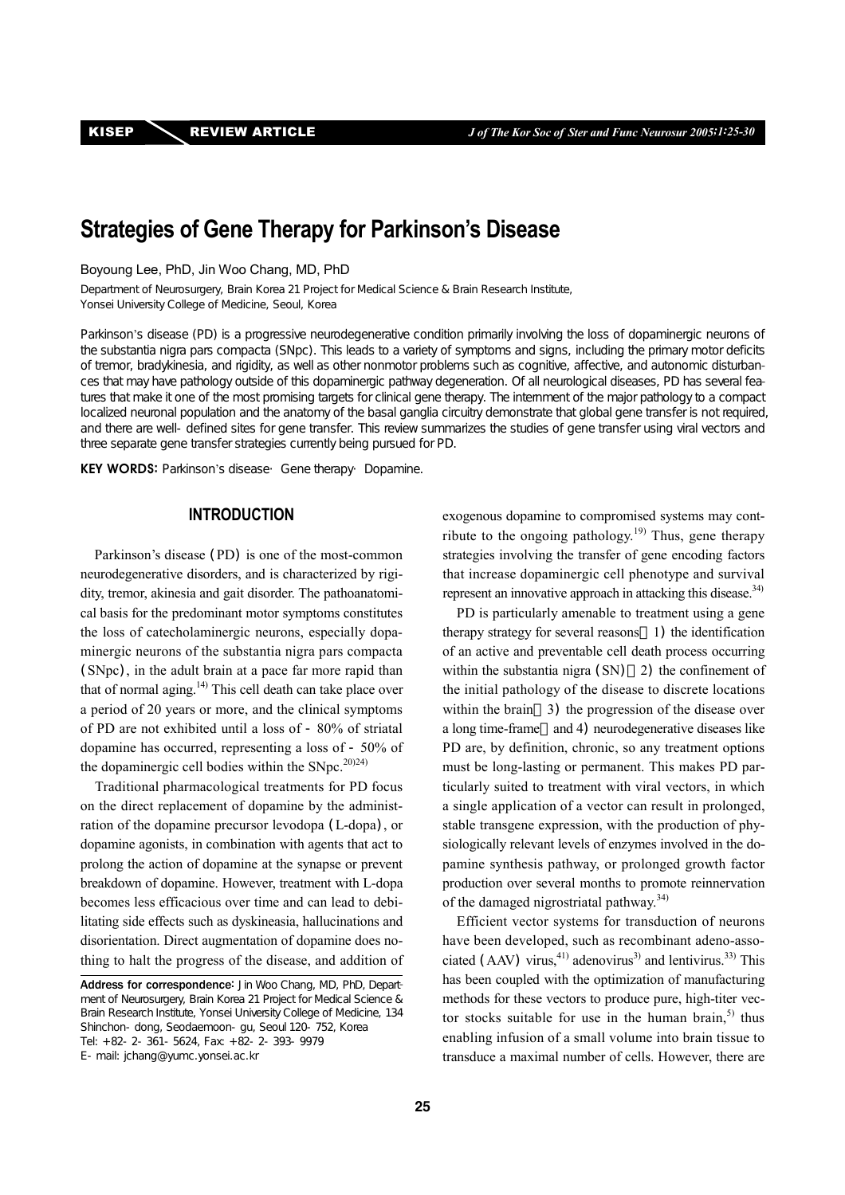# Strategies of Gene Therapy for Parkinson's Disease

Boyoung Lee, PhD, Jin Woo Chang, MD, PhD

Department of Neurosurgery, Brain Korea 21 Project for Medical Science & Brain Research Institute, Yonsei University College of Medicine, Seoul, Korea

Parkinson's disease (PD) is a progressive neurodegenerative condition primarily involving the loss of dopaminergic neurons of the substantia nigra pars compacta (SNpc). This leads to a variety of symptoms and signs, including the primary motor deficits of tremor, bradykinesia, and rigidity, as well as other nonmotor problems such as cognitive, affective, and autonomic disturbances that may have pathology outside of this dopaminergic pathway degeneration. Of all neurological diseases, PD has several features that make it one of the most promising targets for clinical gene therapy. The internment of the major pathology to a compact localized neuronal population and the anatomy of the basal ganglia circuitry demonstrate that global gene transfer is not required, and there are well-defined sites for gene transfer. This review summarizes the studies of gene transfer using viral vectors and three separate gene transfer strategies currently being pursued for PD.

**KEY WORDS:** Parkinson's disease · Gene therapy · Dopamine.

## INTRODUCTION

Parkinson's disease (PD) is one of the most-common neurodegenerative disorders, and is characterized by rigidity, tremor, akinesia and gait disorder. The pathoanatomical basis for the predominant motor symptoms constitutes the loss of catecholaminergic neurons, especially dopaminergic neurons of the substantia nigra pars compacta (SNpc), in the adult brain at a pace far more rapid than that of normal aging.[14] This cell death can take place over a period of 20 years or more, and the clinical symptoms of PD are not exhibited until a loss of ~80% of striatal dopamine has occurred, representing a loss of ~50% of the dopaminergic cell bodies within the SNpc.[20,24]

Traditional pharmacological treatments for PD focus on the direct replacement of dopamine by the administration of the dopamine precursor levodopa (L-dopa), or dopamine agonists, in combination with agents that act to prolong the action of dopamine at the synapse or prevent breakdown of dopamine. However, treatment with L-dopa becomes less efficacious over time and can lead to debilitating side effects such as dyskineasia, hallucinations and disorientation. Direct augmentation of dopamine does nothing to halt the progress of the disease, and addition of exogenous dopamine to compromised systems may contribute to the ongoing pathology.[19] Thus, gene therapy strategies involving the transfer of gene encoding factors that increase dopaminergic cell phenotype and survival represent an innovative approach in attacking this disease.[34]

PD is particularly amenable to treatment using a gene therapy strategy for several reasons: 1) the identification of an active and preventable cell death process occurring within the substantia nigra (SN); 2) the confinement of the initial pathology of the disease to discrete locations within the brain; 3) the progression of the disease over a long time-frame; and 4) neurodegenerative diseases like PD are, by definition, chronic, so any treatment options must be long-lasting or permanent. This makes PD particularly suited to treatment with viral vectors, in which a single application of a vector can result in prolonged, stable transgene expression, with the production of physiologically relevant levels of enzymes involved in the dopamine synthesis pathway, or prolonged growth factor production over several months to promote reinnervation of the damaged nigrostriatal pathway.[34]

Efficient vector systems for transduction of neurons have been developed, such as recombinant adeno-associated (AAV) virus,[41] adenovirus[3] and lentivirus.[33] This has been coupled with the optimization of manufacturing methods for these vectors to produce pure, high-titer vector stocks suitable for use in the human brain,[5] thus enabling infusion of a small volume into brain tissue to transduce a maximal number of cells. However, there are

**Address for correspondence:** Jin Woo Chang, MD, PhD, Department of Neurosurgery, Brain Korea 21 Project for Medical Science & Brain Research Institute, Yonsei University College of Medicine, 134 Shinchon-dong, Seodaemoon-gu, Seoul 120-752, Korea
Tel: +82-2-361-5624, Fax: +82-2-393-9979
E-mail: jchang@yumc.yonsei.ac.kr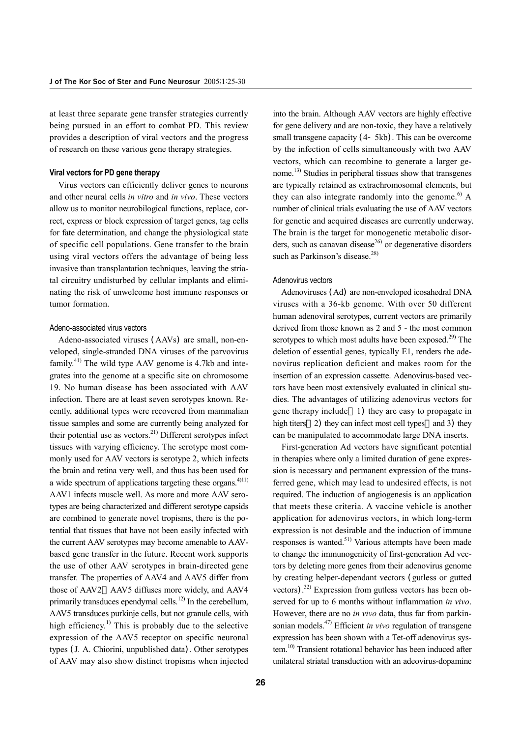at least three separate gene transfer strategies currently being pursued in an effort to combat PD. This review provides a description of viral vectors and the progress of research on these various gene therapy strategies.

### Viral vectors for PD gene therapy

Virus vectors can efficiently deliver genes to neurons and other neural cells *in vitro* and *in vivo*. These vectors allow us to monitor neurobiological functions, replace, correct, express or block expression of target genes, tag cells for fate determination, and change the physiological state of specific cell populations. Gene transfer to the brain using viral vectors offers the advantage of being less invasive than transplantation techniques, leaving the striatal circuitry undisturbed by cellular implants and eliminating the risk of unwelcome host immune responses or tumor formation.

#### Adeno-associated virus vectors

Adeno-associated viruses (AAVs) are small, non-enveloped, single-stranded DNA viruses of the parvovirus family.[41] The wild type AAV genome is 4.7kb and integrates into the genome at a specific site on chromosome 19. No human disease has been associated with AAV infection. There are at least seven serotypes known. Recently, additional types were recovered from mammalian tissue samples and some are currently being analyzed for their potential use as vectors.[21] Different serotypes infect tissues with varying efficiency. The serotype most commonly used for AAV vectors is serotype 2, which infects the brain and retina very well, and thus has been used for a wide spectrum of applications targeting these organs.[4)11] AAV1 infects muscle well. As more and more AAV serotypes are being characterized and different serotype capsids are combined to generate novel tropisms, there is the potential that tissues that have not been easily infected with the current AAV serotypes may become amenable to AAV-based gene transfer in the future. Recent work supports the use of other AAV serotypes in brain-directed gene transfer. The properties of AAV4 and AAV5 differ from those of AAV2 AAV5 diffuses more widely, and AAV4 primarily transduces ependymal cells.[12] In the cerebellum, AAV5 transduces purkinje cells, but not granule cells, with high efficiency.[1] This is probably due to the selective expression of the AAV5 receptor on specific neuronal types (J. A. Chiorini, unpublished data). Other serotypes of AAV may also show distinct tropisms when injected into the brain. Although AAV vectors are highly effective for gene delivery and are non-toxic, they have a relatively small transgene capacity (4- 5kb). This can be overcome by the infection of cells simultaneously with two AAV vectors, which can recombine to generate a larger genome.[13] Studies in peripheral tissues show that transgenes are typically retained as extrachromosomal elements, but they can also integrate randomly into the genome.[6] A number of clinical trials evaluating the use of AAV vectors for genetic and acquired diseases are currently underway. The brain is the target for monogenetic metabolic disorders, such as canavan disease[26] or degenerative disorders such as Parkinson's disease.[28]

#### Adenovirus vectors

Adenoviruses (Ad) are non-enveloped icosahedral DNA viruses with a 36-kb genome. With over 50 different human adenoviral serotypes, current vectors are primarily derived from those known as 2 and 5 - the most common serotypes to which most adults have been exposed.[29] The deletion of essential genes, typically E1, renders the adenovirus replication deficient and makes room for the insertion of an expression cassette. Adenovirus-based vectors have been most extensively evaluated in clinical studies. The advantages of utilizing adenovirus vectors for gene therapy include 1) they are easy to propagate in high titers 2) they can infect most cell types and 3) they can be manipulated to accommodate large DNA inserts.

First-generation Ad vectors have significant potential in therapies where only a limited duration of gene expression is necessary and permanent expression of the transferred gene, which may lead to undesired effects, is not required. The induction of angiogenesis is an application that meets these criteria. A vaccine vehicle is another application for adenovirus vectors, in which long-term expression is not desirable and the induction of immune responses is wanted.[51] Various attempts have been made to change the immunogenicity of first-generation Ad vectors by deleting more genes from their adenovirus genome by creating helper-dependant vectors (gutless or gutted vectors).[32] Expression from gutless vectors has been observed for up to 6 months without inflammation *in vivo*. However, there are no *in vivo* data, thus far from parkinsonian models.[47] Efficient *in vivo* regulation of transgene expression has been shown with a Tet-off adenovirus system.[10] Transient rotational behavior has been induced after unilateral striatal transduction with an adeovirus-dopamine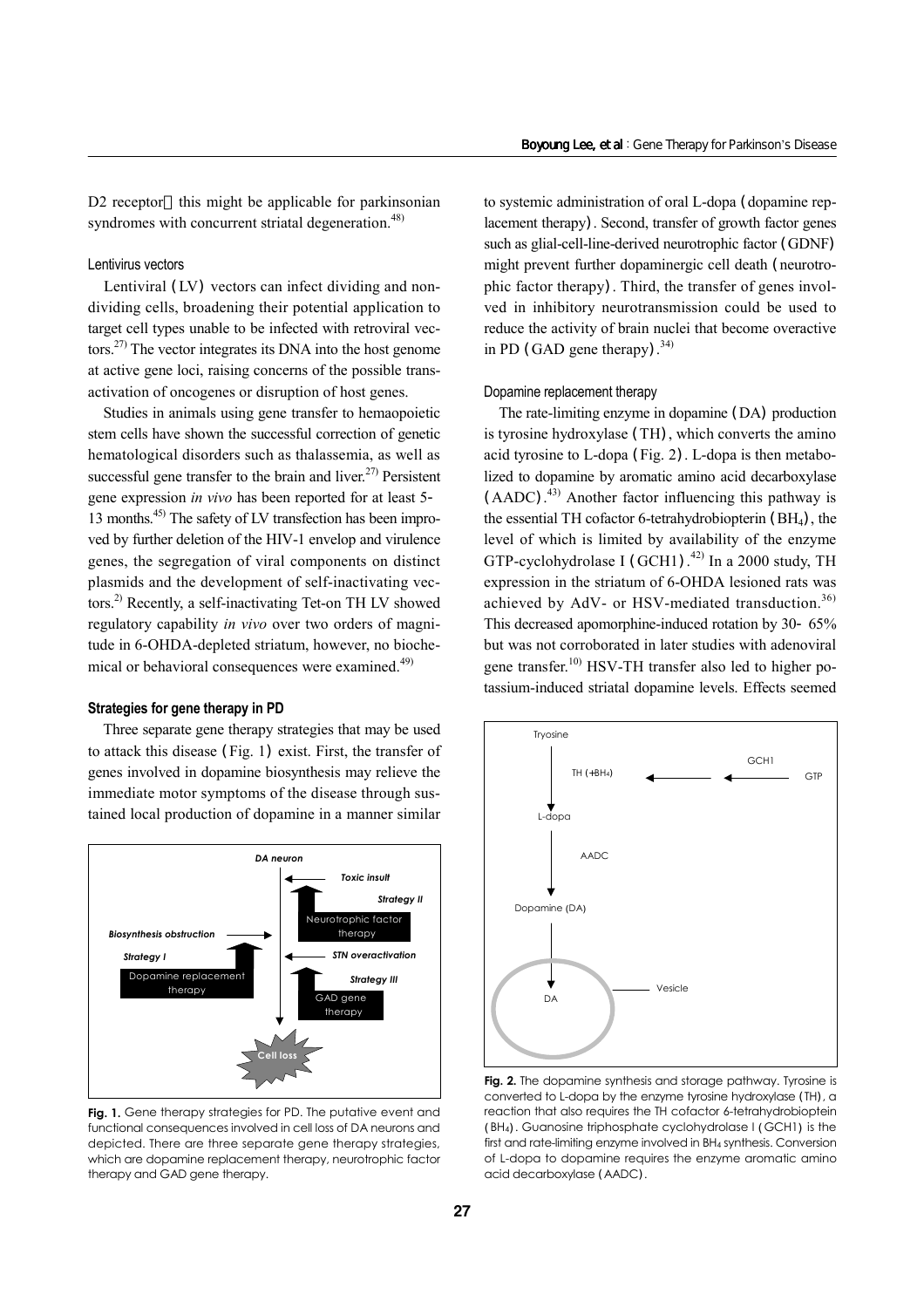D2 receptor this might be applicable for parkinsonian syndromes with concurrent striatal degeneration.[48]

#### Lentivirus vectors

Lentiviral (LV) vectors can infect dividing and non-dividing cells, broadening their potential application to target cell types unable to be infected with retroviral vectors.[27] The vector integrates its DNA into the host genome at active gene loci, raising concerns of the possible trans-activation of oncogenes or disruption of host genes.

Studies in animals using gene transfer to hemaopoietic stem cells have shown the successful correction of genetic hematological disorders such as thalassemia, as well as successful gene transfer to the brain and liver.[27] Persistent gene expression *in vivo* has been reported for at least 5-13 months.[45] The safety of LV transfection has been improved by further deletion of the HIV-1 envelop and virulence genes, the segregation of viral components on distinct plasmids and the development of self-inactivating vectors.[2] Recently, a self-inactivating Tet-on TH LV showed regulatory capability *in vivo* over two orders of magnitude in 6-OHDA-depleted striatum, however, no biochemical or behavioral consequences were examined.[49]

### Strategies for gene therapy in PD

Three separate gene therapy strategies that may be used to attack this disease (Fig. 1) exist. First, the transfer of genes involved in dopamine biosynthesis may relieve the immediate motor symptoms of the disease through sustained local production of dopamine in a manner similar to systemic administration of oral L-dopa (dopamine replacement therapy). Second, transfer of growth factor genes such as glial-cell-line-derived neurotrophic factor (GDNF) might prevent further dopaminergic cell death (neurotrophic factor therapy). Third, the transfer of genes involved in inhibitory neurotransmission could be used to reduce the activity of brain nuclei that become overactive in PD (GAD gene therapy).[34]

**Fig. 1.** Gene therapy strategies for PD. The putative event and functional consequences involved in cell loss of DA neurons and depicted. There are three separate gene therapy strategies, which are dopamine replacement therapy, neurotrophic factor therapy and GAD gene therapy.

#### Dopamine replacement therapy

The rate-limiting enzyme in dopamine (DA) production is tyrosine hydroxylase (TH), which converts the amino acid tyrosine to L-dopa (Fig. 2). L-dopa is then metabolized to dopamine by aromatic amino acid decarboxylase (AADC).[43] Another factor influencing this pathway is the essential TH cofactor 6-tetrahydrobiopterin ($BH_4$), the level of which is limited by availability of the enzyme GTP-cyclohydrolase I (GCH1).[42] In a 2000 study, TH expression in the striatum of 6-OHDA lesioned rats was achieved by AdV- or HSV-mediated transduction.[36] This decreased apomorphine-induced rotation by 30-65% but was not corroborated in later studies with adenoviral gene transfer.[10] HSV-TH transfer also led to higher potassium-induced striatal dopamine levels. Effects seemed

**Fig. 2.** The dopamine synthesis and storage pathway. Tyrosine is converted to L-dopa by the enzyme tyrosine hydroxylase (TH), a reaction that also requires the TH cofactor 6-tetrahydrobioptein ($BH_4$). Guanosine triphosphate cyclohydrolase I (GCH1) is the first and rate-limiting enzyme involved in $BH_4$ synthesis. Conversion of L-dopa to dopamine requires the enzyme aromatic amino acid decarboxylase (AADC).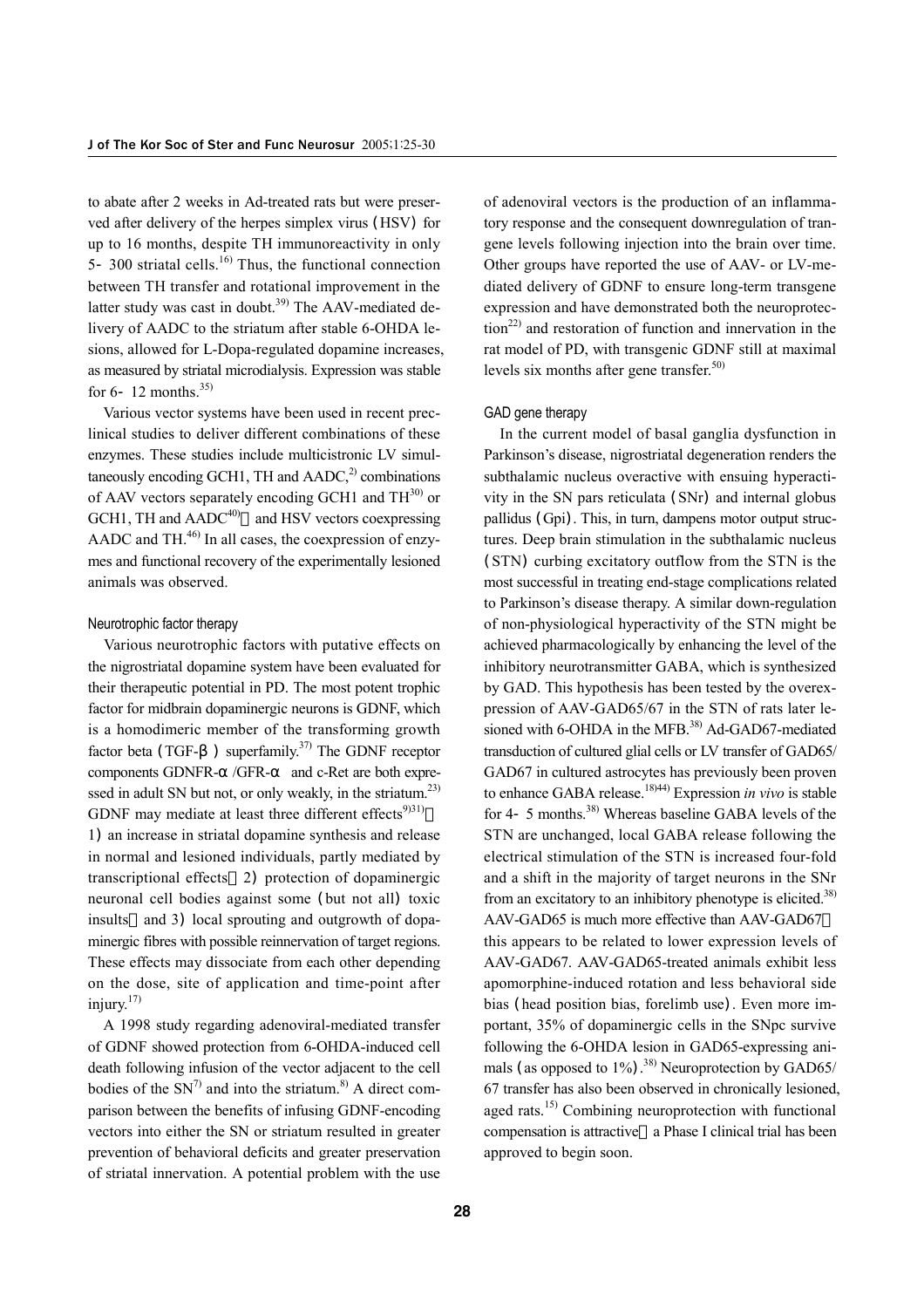to abate after 2 weeks in Ad-treated rats but were preserved after delivery of the herpes simplex virus (HSV) for up to 16 months, despite TH immunoreactivity in only 5- 300 striatal cells.[16] Thus, the functional connection between TH transfer and rotational improvement in the latter study was cast in doubt.[39] The AAV-mediated delivery of AADC to the striatum after stable 6-OHDA lesions, allowed for L-Dopa-regulated dopamine increases, as measured by striatal microdialysis. Expression was stable for 6- 12 months.[35]

Various vector systems have been used in recent preclinical studies to deliver different combinations of these enzymes. These studies include multicistronic LV simultaneously encoding GCH1, TH and AADC,[2] combinations of AAV vectors separately encoding GCH1 and TH[30] or GCH1, TH and AADC[40] and HSV vectors coexpressing AADC and TH.[46] In all cases, the coexpression of enzymes and functional recovery of the experimentally lesioned animals was observed.

### Neurotrophic factor therapy

Various neurotrophic factors with putative effects on the nigrostriatal dopamine system have been evaluated for their therapeutic potential in PD. The most potent trophic factor for midbrain dopaminergic neurons is GDNF, which is a homodimeric member of the transforming growth factor beta (TGF-β) superfamily.[37] The GDNF receptor components GDNFR-α/GFR-α and c-Ret are both expressed in adult SN but not, or only weakly, in the striatum.[23] GDNF may mediate at least three different effects[9,31]

1) an increase in striatal dopamine synthesis and release in normal and lesioned individuals, partly mediated by transcriptional effects 2) protection of dopaminergic neuronal cell bodies against some (but not all) toxic insults and 3) local sprouting and outgrowth of dopaminergic fibres with possible reinnervation of target regions. These effects may dissociate from each other depending on the dose, site of application and time-point after injury.[17]

A 1998 study regarding adenoviral-mediated transfer of GDNF showed protection from 6-OHDA-induced cell death following infusion of the vector adjacent to the cell bodies of the SN[7] and into the striatum.[8] A direct comparison between the benefits of infusing GDNF-encoding vectors into either the SN or striatum resulted in greater prevention of behavioral deficits and greater preservation of striatal innervation. A potential problem with the use of adenoviral vectors is the production of an inflammatory response and the consequent downregulation of trangene levels following injection into the brain over time. Other groups have reported the use of AAV- or LV-mediated delivery of GDNF to ensure long-term transgene expression and have demonstrated both the neuroprotection[22] and restoration of function and innervation in the rat model of PD, with transgenic GDNF still at maximal levels six months after gene transfer.[50]

### GAD gene therapy

In the current model of basal ganglia dysfunction in Parkinson's disease, nigrostriatal degeneration renders the subthalamic nucleus overactive with ensuing hyperactivity in the SN pars reticulata (SNr) and internal globus pallidus (Gpi). This, in turn, dampens motor output structures. Deep brain stimulation in the subthalamic nucleus (STN) curbing excitatory outflow from the STN is the most successful in treating end-stage complications related to Parkinson's disease therapy. A similar down-regulation of non-physiological hyperactivity of the STN might be achieved pharmacologically by enhancing the level of the inhibitory neurotransmitter GABA, which is synthesized by GAD. This hypothesis has been tested by the overexpression of AAV-GAD65/67 in the STN of rats later lesioned with 6-OHDA in the MFB.[38] Ad-GAD67-mediated transduction of cultured glial cells or LV transfer of GAD65/GAD67 in cultured astrocytes has previously been proven to enhance GABA release.[18,44] Expression *in vivo* is stable for 4- 5 months.[38] Whereas baseline GABA levels of the STN are unchanged, local GABA release following the electrical stimulation of the STN is increased four-fold and a shift in the majority of target neurons in the SNr from an excitatory to an inhibitory phenotype is elicited.[38] AAV-GAD65 is much more effective than AAV-GAD67 this appears to be related to lower expression levels of AAV-GAD67. AAV-GAD65-treated animals exhibit less apomorphine-induced rotation and less behavioral side bias (head position bias, forelimb use). Even more important, 35% of dopaminergic cells in the SNpc survive following the 6-OHDA lesion in GAD65-expressing animals (as opposed to 1%).[38] Neuroprotection by GAD65/67 transfer has also been observed in chronically lesioned, aged rats.[15] Combining neuroprotection with functional compensation is attractive a Phase I clinical trial has been approved to begin soon.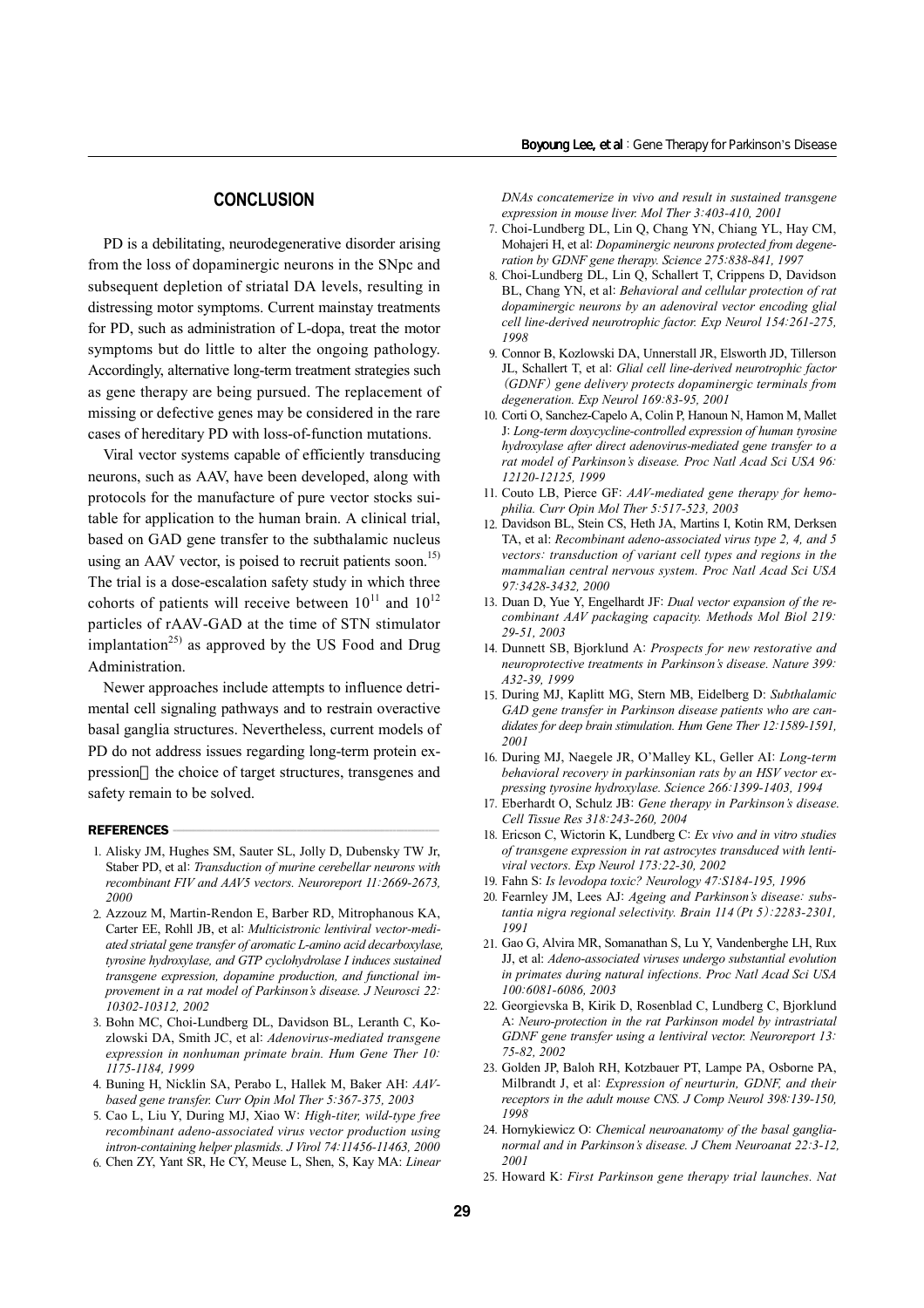## CONCLUSION

PD is a debilitating, neurodegenerative disorder arising from the loss of dopaminergic neurons in the SNpc and subsequent depletion of striatal DA levels, resulting in distressing motor symptoms. Current mainstay treatments for PD, such as administration of L-dopa, treat the motor symptoms but do little to alter the ongoing pathology. Accordingly, alternative long-term treatment strategies such as gene therapy are being pursued. The replacement of missing or defective genes may be considered in the rare cases of hereditary PD with loss-of-function mutations.

Viral vector systems capable of efficiently transducing neurons, such as AAV, have been developed, along with protocols for the manufacture of pure vector stocks suitable for application to the human brain. A clinical trial, based on GAD gene transfer to the subthalamic nucleus using an AAV vector, is poised to recruit patients soon.[15] The trial is a dose-escalation safety study in which three cohorts of patients will receive between $10^{11}$ and $10^{12}$ particles of rAAV-GAD at the time of STN stimulator implantation[25] as approved by the US Food and Drug Administration.

Newer approaches include attempts to influence detrimental cell signaling pathways and to restrain overactive basal ganglia structures. Nevertheless, current models of PD do not address issues regarding long-term protein expression; the choice of target structures, transgenes and safety remain to be solved.

### REFERENCES

1. Alisky JM, Hughes SM, Sauter SL, Jolly D, Dubensky TW Jr, Staber PD, et al: *Transduction of murine cerebellar neurons with recombinant FIV and AAV5 vectors. Neuroreport 11:2669-2673, 2000*
2. Azzouz M, Martin-Rendon E, Barber RD, Mitrophanous KA, Carter EE, Rohll JB, et al: *Multicistronic lentiviral vector-mediated striatal gene transfer of aromatic L-amino acid decarboxylase, tyrosine hydroxylase, and GTP cyclohydrolase I induces sustained transgene expression, dopamine production, and functional improvement in a rat model of Parkinson's disease. J Neurosci 22: 10302-10312, 2002*
3. Bohn MC, Choi-Lundberg DL, Davidson BL, Leranth C, Kozlowski DA, Smith JC, et al: *Adenovirus-mediated transgene expression in nonhuman primate brain. Hum Gene Ther 10: 1175-1184, 1999*
4. Buning H, Nicklin SA, Perabo L, Hallek M, Baker AH: *AAV-based gene transfer. Curr Opin Mol Ther 5:367-375, 2003*
5. Cao L, Liu Y, During MJ, Xiao W: *High-titer, wild-type free recombinant adeno-associated virus vector production using intron-containing helper plasmids. J Virol 74:11456-11463, 2000*
6. Chen ZY, Yant SR, He CY, Meuse L, Shen, S, Kay MA: *Linear DNAs concatemerize in vivo and result in sustained transgene expression in mouse liver. Mol Ther 3:403-410, 2001*
7. Choi-Lundberg DL, Lin Q, Chang YN, Chiang YL, Hay CM, Mohajeri H, et al: *Dopaminergic neurons protected from degeneration by GDNF gene therapy. Science 275:838-841, 1997*
8. Choi-Lundberg DL, Lin Q, Schallert T, Crippens D, Davidson BL, Chang YN, et al: *Behavioral and cellular protection of rat dopaminergic neurons by an adenoviral vector encoding glial cell line-derived neurotrophic factor. Exp Neurol 154:261-275, 1998*
9. Connor B, Kozlowski DA, Unnerstall JR, Elsworth JD, Tillerson JL, Schallert T, et al: *Glial cell line-derived neurotrophic factor (GDNF) gene delivery protects dopaminergic terminals from degeneration. Exp Neurol 169:83-95, 2001*
10. Corti O, Sanchez-Capelo A, Colin P, Hanoun N, Hamon M, Mallet J: *Long-term doxycycline-controlled expression of human tyrosine hydroxylase after direct adenovirus-mediated gene transfer to a rat model of Parkinson's disease. Proc Natl Acad Sci USA 96: 12120-12125, 1999*
11. Couto LB, Pierce GF: *AAV-mediated gene therapy for hemophilia. Curr Opin Mol Ther 5:517-523, 2003*
12. Davidson BL, Stein CS, Heth JA, Martins I, Kotin RM, Derksen TA, et al: *Recombinant adeno-associated virus type 2, 4, and 5 vectors: transduction of variant cell types and regions in the mammalian central nervous system. Proc Natl Acad Sci USA 97:3428-3432, 2000*
13. Duan D, Yue Y, Engelhardt JF: *Dual vector expansion of the recombinant AAV packaging capacity. Methods Mol Biol 219: 29-51, 2003*
14. Dunnett SB, Bjorklund A: *Prospects for new restorative and neuroprotective treatments in Parkinson's disease. Nature 399: A32-39, 1999*
15. During MJ, Kaplitt MG, Stern MB, Eidelberg D: *Subthalamic GAD gene transfer in Parkinson disease patients who are candidates for deep brain stimulation. Hum Gene Ther 12:1589-1591, 2001*
16. During MJ, Naegele JR, O'Malley KL, Geller AI: *Long-term behavioral recovery in parkinsonian rats by an HSV vector expressing tyrosine hydroxylase. Science 266:1399-1403, 1994*
17. Eberhardt O, Schulz JB: *Gene therapy in Parkinson's disease. Cell Tissue Res 318:243-260, 2004*
18. Ericson C, Wictorin K, Lundberg C: *Ex vivo and in vitro studies of transgene expression in rat astrocytes transduced with lentiviral vectors. Exp Neurol 173:22-30, 2002*
19. Fahn S: *Is levodopa toxic? Neurology 47:S184-195, 1996*
20. Fearnley JM, Lees AJ: *Ageing and Parkinson's disease: substantia nigra regional selectivity. Brain 114 (Pt 5):2283-2301, 1991*
21. Gao G, Alvira MR, Somanathan S, Lu Y, Vandenberghe LH, Rux JJ, et al: *Adeno-associated viruses undergo substantial evolution in primates during natural infections. Proc Natl Acad Sci USA 100:6081-6086, 2003*
22. Georgievska B, Kirik D, Rosenblad C, Lundberg C, Bjorklund A: *Neuro-protection in the rat Parkinson model by intrastriatal GDNF gene transfer using a lentiviral vector. Neuroreport 13: 75-82, 2002*
23. Golden JP, Baloh RH, Kotzbauer PT, Lampe PA, Osborne PA, Milbrandt J, et al: *Expression of neurturin, GDNF, and their receptors in the adult mouse CNS. J Comp Neurol 398:139-150, 1998*
24. Hornykiewicz O: *Chemical neuroanatomy of the basal ganglia-normal and in Parkinson's disease. J Chem Neuroanat 22:3-12, 2001*
25. Howard K: *First Parkinson gene therapy trial launches. Nat*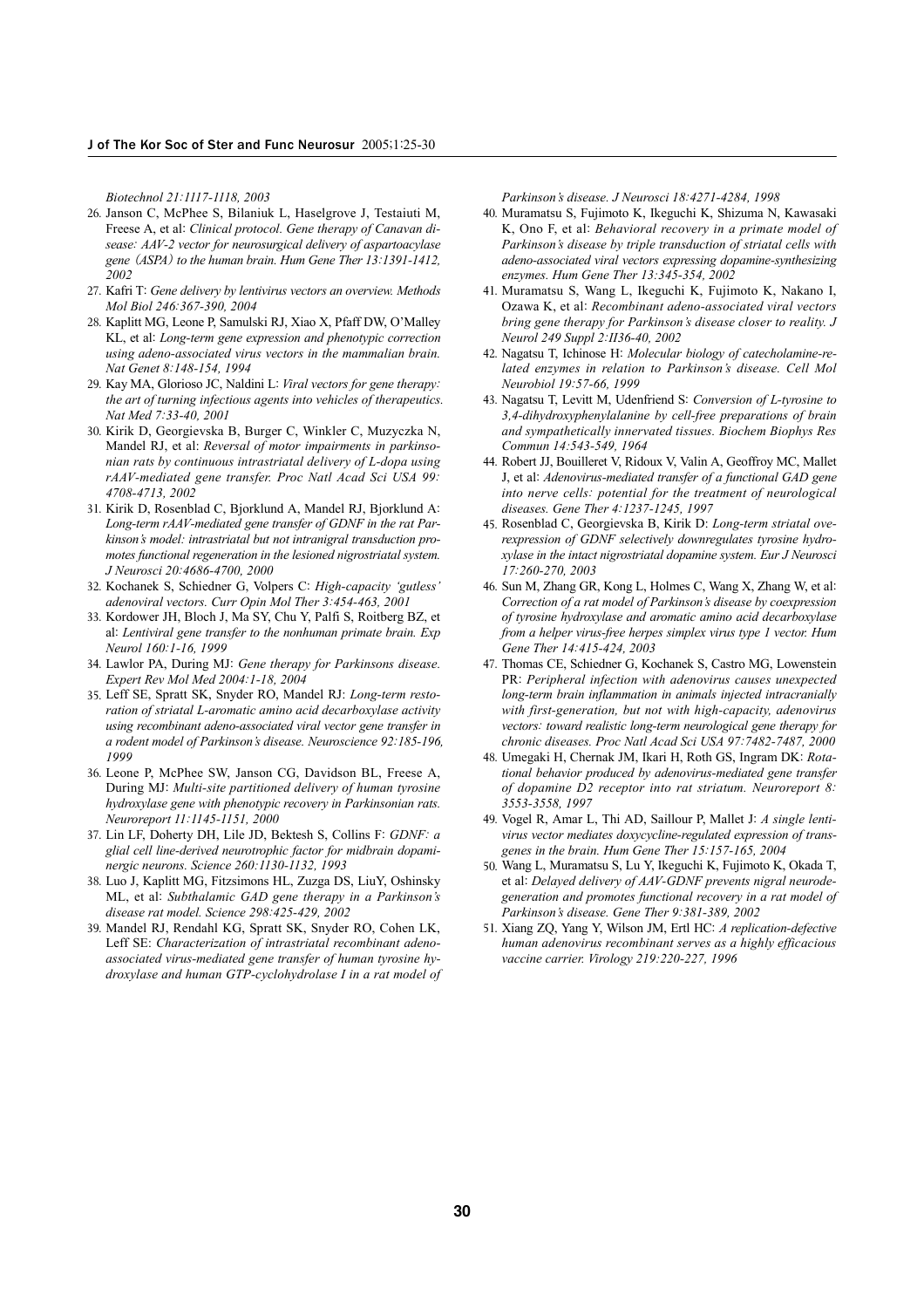*Biotechnol 21:1117-1118, 2003*

26. Janson C, McPhee S, Bilaniuk L, Haselgrove J, Testaiuti M, Freese A, et al: *Clinical protocol. Gene therapy of Canavan disease: AAV-2 vector for neurosurgical delivery of aspartoacylase gene（ASPA）to the human brain. Hum Gene Ther 13:1391-1412, 2002*
27. Kafri T: *Gene delivery by lentivirus vectors an overview. Methods Mol Biol 246:367-390, 2004*
28. Kaplitt MG, Leone P, Samulski RJ, Xiao X, Pfaff DW, O'Malley KL, et al: *Long-term gene expression and phenotypic correction using adeno-associated virus vectors in the mammalian brain. Nat Genet 8:148-154, 1994*
29. Kay MA, Glorioso JC, Naldini L: *Viral vectors for gene therapy: the art of turning infectious agents into vehicles of therapeutics. Nat Med 7:33-40, 2001*
30. Kirik D, Georgievska B, Burger C, Winkler C, Muzyczka N, Mandel RJ, et al: *Reversal of motor impairments in parkinsonian rats by continuous intrastriatal delivery of L-dopa using rAAV-mediated gene transfer. Proc Natl Acad Sci USA 99: 4708-4713, 2002*
31. Kirik D, Rosenblad C, Bjorklund A, Mandel RJ, Bjorklund A: *Long-term rAAV-mediated gene transfer of GDNF in the rat Parkinson's model: intrastriatal but not intranigral transduction promotes functional regeneration in the lesioned nigrostriatal system. J Neurosci 20:4686-4700, 2000*
32. Kochanek S, Schiedner G, Volpers C: *High-capacity 'gutless' adenoviral vectors. Curr Opin Mol Ther 3:454-463, 2001*
33. Kordower JH, Bloch J, Ma SY, Chu Y, Palfi S, Roitberg BZ, et al: *Lentiviral gene transfer to the nonhuman primate brain. Exp Neurol 160:1-16, 1999*
34. Lawlor PA, During MJ: *Gene therapy for Parkinsons disease. Expert Rev Mol Med 2004:1-18, 2004*
35. Leff SE, Spratt SK, Snyder RO, Mandel RJ: *Long-term restoration of striatal L-aromatic amino acid decarboxylase activity using recombinant adeno-associated viral vector gene transfer in a rodent model of Parkinson's disease. Neuroscience 92:185-196, 1999*
36. Leone P, McPhee SW, Janson CG, Davidson BL, Freese A, During MJ: *Multi-site partitioned delivery of human tyrosine hydroxylase gene with phenotypic recovery in Parkinsonian rats. Neuroreport 11:1145-1151, 2000*
37. Lin LF, Doherty DH, Lile JD, Bektesh S, Collins F: *GDNF: a glial cell line-derived neurotrophic factor for midbrain dopaminergic neurons. Science 260:1130-1132, 1993*
38. Luo J, Kaplitt MG, Fitzsimons HL, Zuzga DS, LiuY, Oshinsky ML, et al: *Subthalamic GAD gene therapy in a Parkinson's disease rat model. Science 298:425-429, 2002*
39. Mandel RJ, Rendahl KG, Spratt SK, Snyder RO, Cohen LK, Leff SE: *Characterization of intrastriatal recombinant adeno-associated virus-mediated gene transfer of human tyrosine hydroxylase and human GTP-cyclohydrolase I in a rat model of Parkinson's disease. J Neurosci 18:4271-4284, 1998*
40. Muramatsu S, Fujimoto K, Ikeguchi K, Shizuma N, Kawasaki K, Ono F, et al: *Behavioral recovery in a primate model of Parkinson's disease by triple transduction of striatal cells with adeno-associated viral vectors expressing dopamine-synthesizing enzymes. Hum Gene Ther 13:345-354, 2002*
41. Muramatsu S, Wang L, Ikeguchi K, Fujimoto K, Nakano I, Ozawa K, et al: *Recombinant adeno-associated viral vectors bring gene therapy for Parkinson's disease closer to reality. J Neurol 249 Suppl 2:II36-40, 2002*
42. Nagatsu T, Ichinose H: *Molecular biology of catecholamine-related enzymes in relation to Parkinson's disease. Cell Mol Neurobiol 19:57-66, 1999*
43. Nagatsu T, Levitt M, Udenfriend S: *Conversion of L-tyrosine to 3,4-dihydroxyphenylalanine by cell-free preparations of brain and sympathetically innervated tissues. Biochem Biophys Res Commun 14:543-549, 1964*
44. Robert JJ, Bouilleret V, Ridoux V, Valin A, Geoffroy MC, Mallet J, et al: *Adenovirus-mediated transfer of a functional GAD gene into nerve cells: potential for the treatment of neurological diseases. Gene Ther 4:1237-1245, 1997*
45. Rosenblad C, Georgievska B, Kirik D: *Long-term striatal overexpression of GDNF selectively downregulates tyrosine hydroxylase in the intact nigrostriatal dopamine system. Eur J Neurosci 17:260-270, 2003*
46. Sun M, Zhang GR, Kong L, Holmes C, Wang X, Zhang W, et al: *Correction of a rat model of Parkinson's disease by coexpression of tyrosine hydroxylase and aromatic amino acid decarboxylase from a helper virus-free herpes simplex virus type 1 vector. Hum Gene Ther 14:415-424, 2003*
47. Thomas CE, Schiedner G, Kochanek S, Castro MG, Lowenstein PR: *Peripheral infection with adenovirus causes unexpected long-term brain inflammation in animals injected intracranially with first-generation, but not with high-capacity, adenovirus vectors: toward realistic long-term neurological gene therapy for chronic diseases. Proc Natl Acad Sci USA 97:7482-7487, 2000*
48. Umegaki H, Chernak JM, Ikari H, Roth GS, Ingram DK: *Rotational behavior produced by adenovirus-mediated gene transfer of dopamine D2 receptor into rat striatum. Neuroreport 8: 3553-3558, 1997*
49. Vogel R, Amar L, Thi AD, Saillour P, Mallet J: *A single lentivirus vector mediates doxycycline-regulated expression of transgenes in the brain. Hum Gene Ther 15:157-165, 2004*
50. Wang L, Muramatsu S, Lu Y, Ikeguchi K, Fujimoto K, Okada T, et al: *Delayed delivery of AAV-GDNF prevents nigral neurodegeneration and promotes functional recovery in a rat model of Parkinson's disease. Gene Ther 9:381-389, 2002*
51. Xiang ZQ, Yang Y, Wilson JM, Ertl HC: *A replication-defective human adenovirus recombinant serves as a highly efficacious vaccine carrier. Virology 219:220-227, 1996*